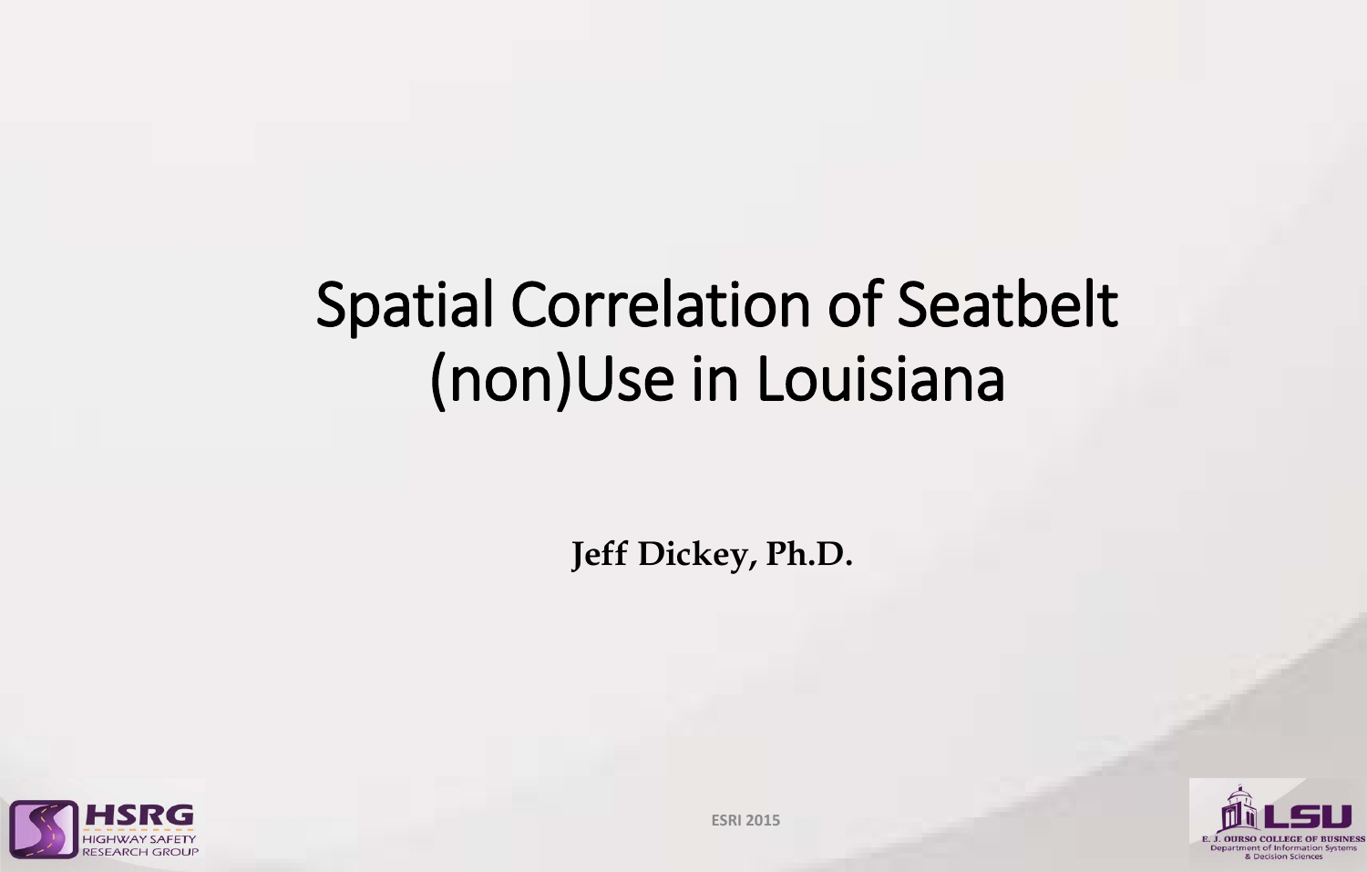# Spatial Correlation of Seatbelt (non)Use in Louisiana

**Jeff Dickey, Ph.D.**

HSRG HIGHWAY SAFETY RESEARCH GROUP

ESRI 2015

LSU E. J. OURSO COLLEGE OF BUSINESS Department of Information Systems & Decision Sciences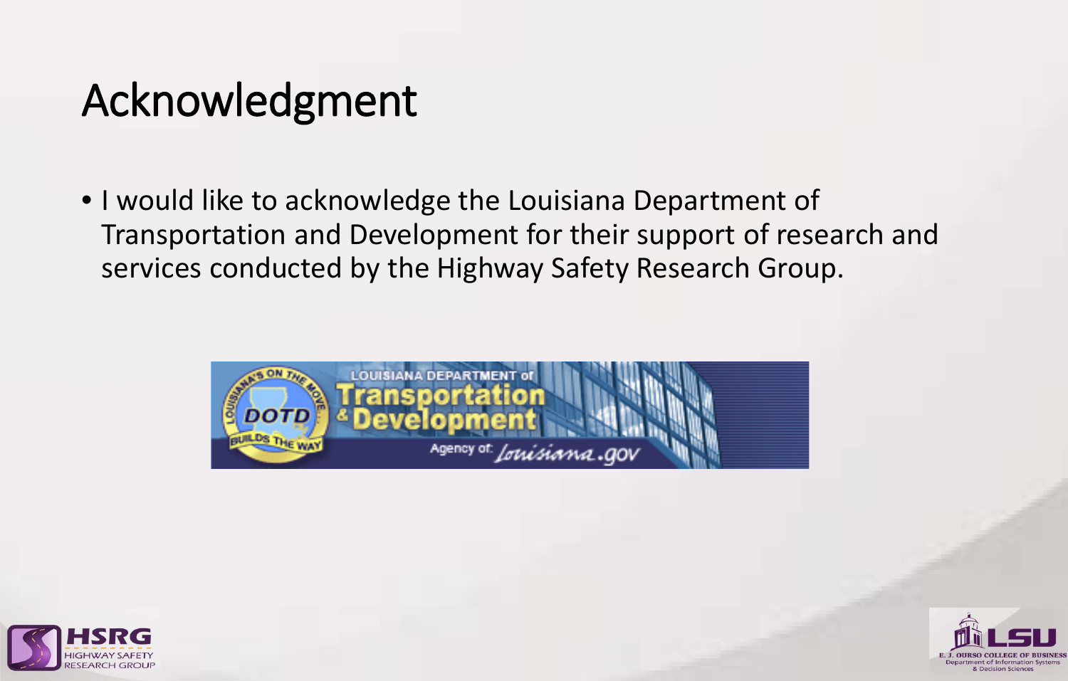# Acknowledgment

- I would like to acknowledge the Louisiana Department of Transportation and Development for their support of research and services conducted by the Highway Safety Research Group.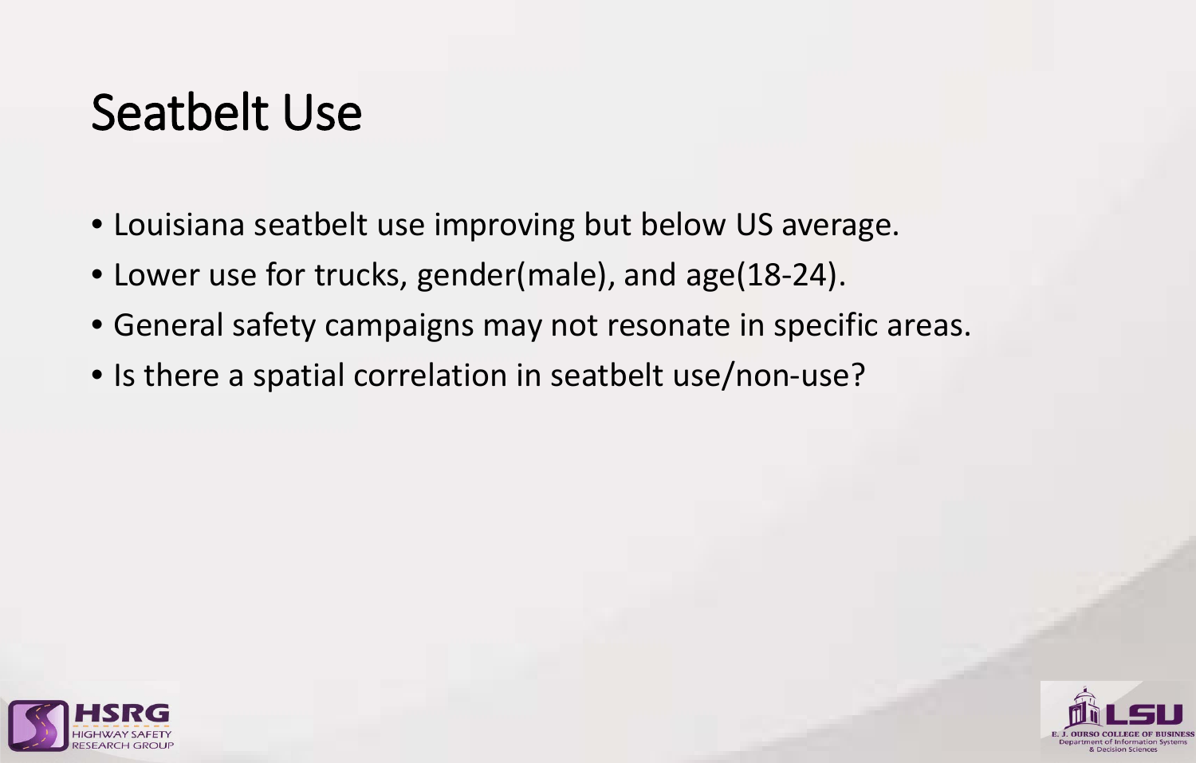# Seatbelt Use

- Louisiana seatbelt use improving but below US average.
- Lower use for trucks, gender(male), and age(18-24).
- General safety campaigns may not resonate in specific areas.
- Is there a spatial correlation in seatbelt use/non-use?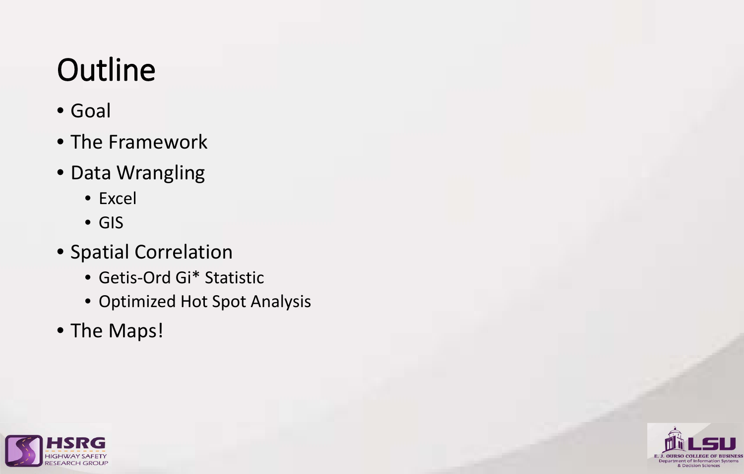# Outline

- Goal
- The Framework
- Data Wrangling
  - Excel
  - GIS
- Spatial Correlation
  - Getis-Ord Gi* Statistic
  - Optimized Hot Spot Analysis
- The Maps!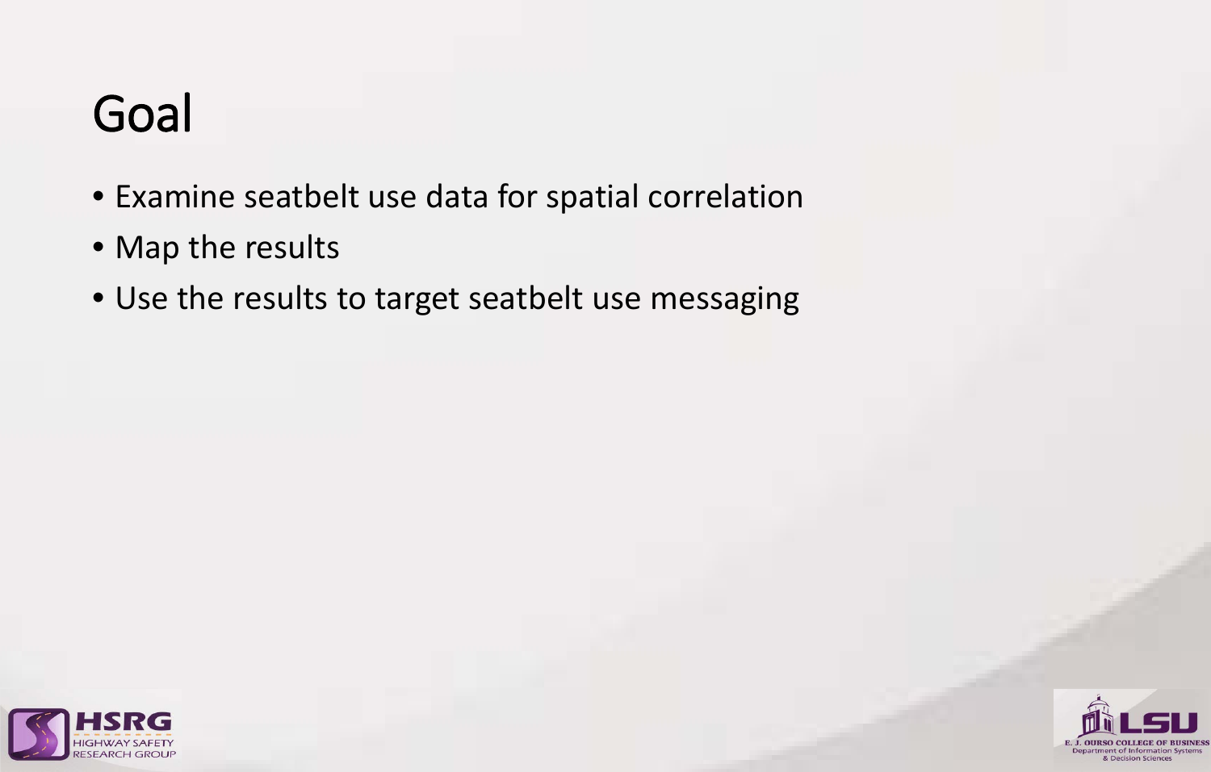# Goal

- Examine seatbelt use data for spatial correlation
- Map the results
- Use the results to target seatbelt use messaging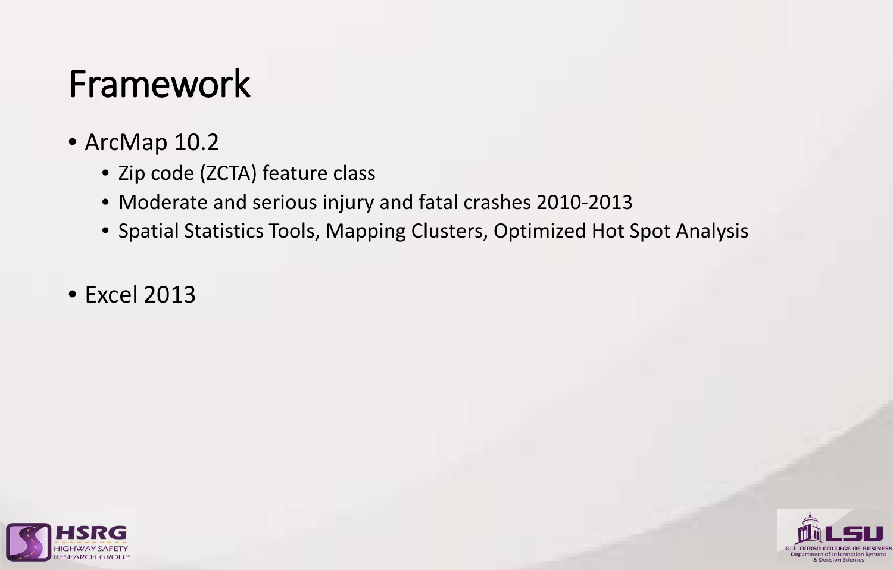# Framework

- ArcMap 10.2
  - Zip code (ZCTA) feature class
  - Moderate and serious injury and fatal crashes 2010-2013
  - Spatial Statistics Tools, Mapping Clusters, Optimized Hot Spot Analysis
- Excel 2013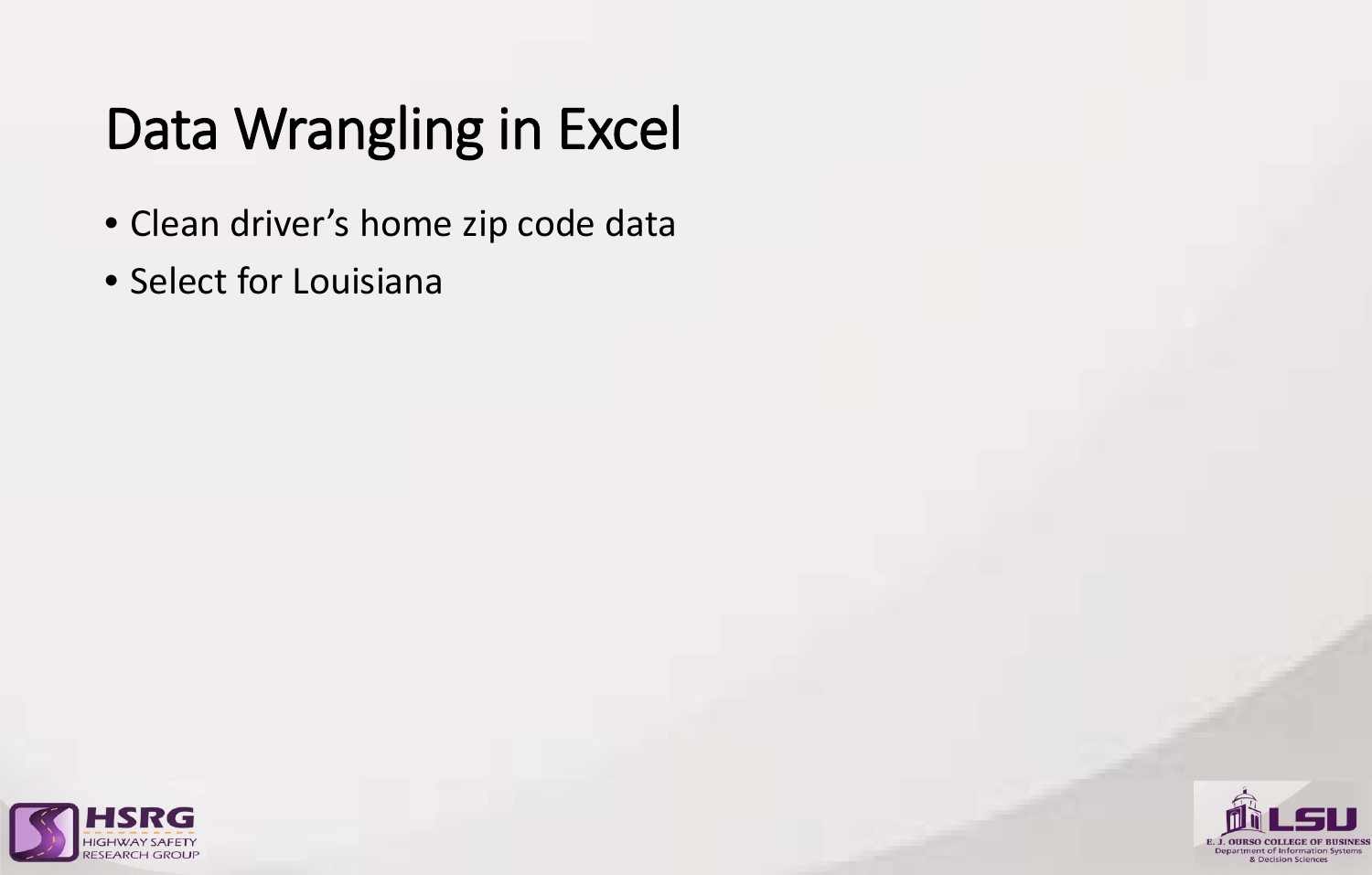# Data Wrangling in Excel

- Clean driver's home zip code data
- Select for Louisiana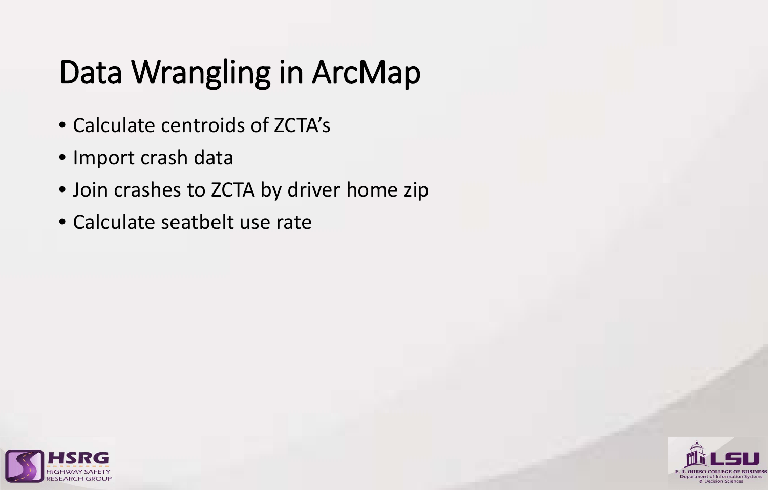# Data Wrangling in ArcMap

- Calculate centroids of ZCTA's
- Import crash data
- Join crashes to ZCTA by driver home zip
- Calculate seatbelt use rate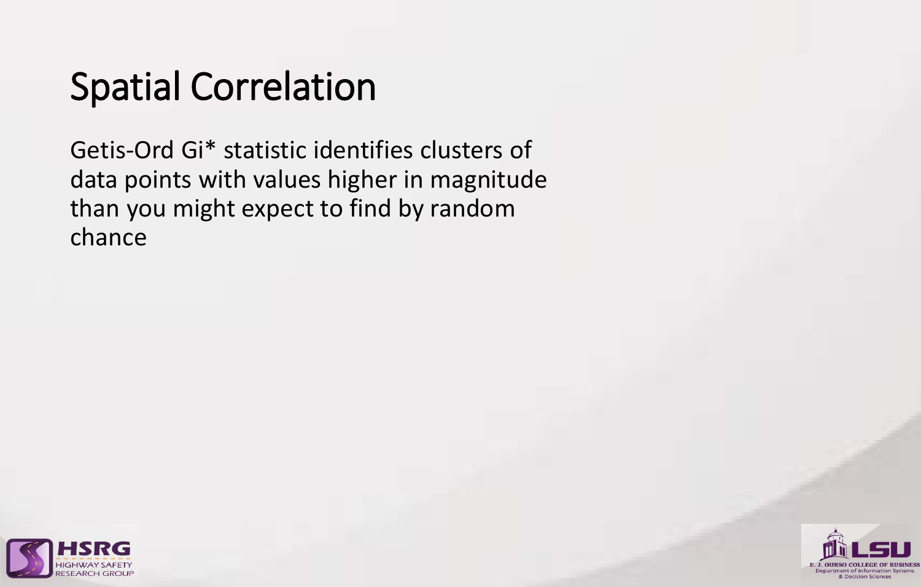# Spatial Correlation

Getis-Ord Gi* statistic identifies clusters of data points with values higher in magnitude than you might expect to find by random chance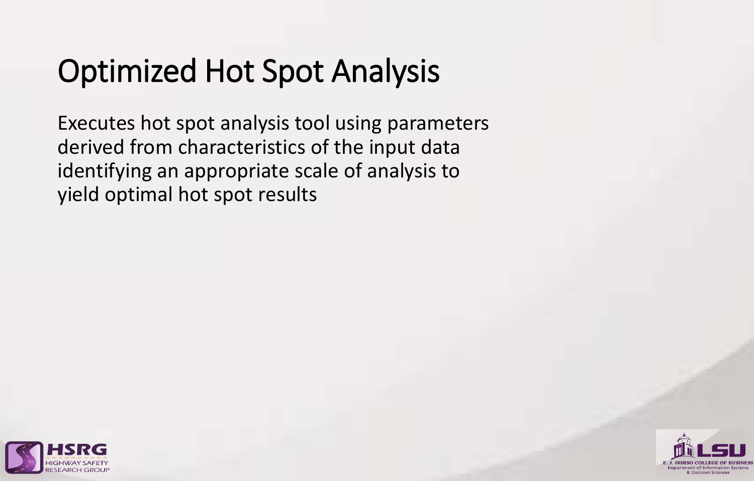# Optimized Hot Spot Analysis

Executes hot spot analysis tool using parameters derived from characteristics of the input data identifying an appropriate scale of analysis to yield optimal hot spot results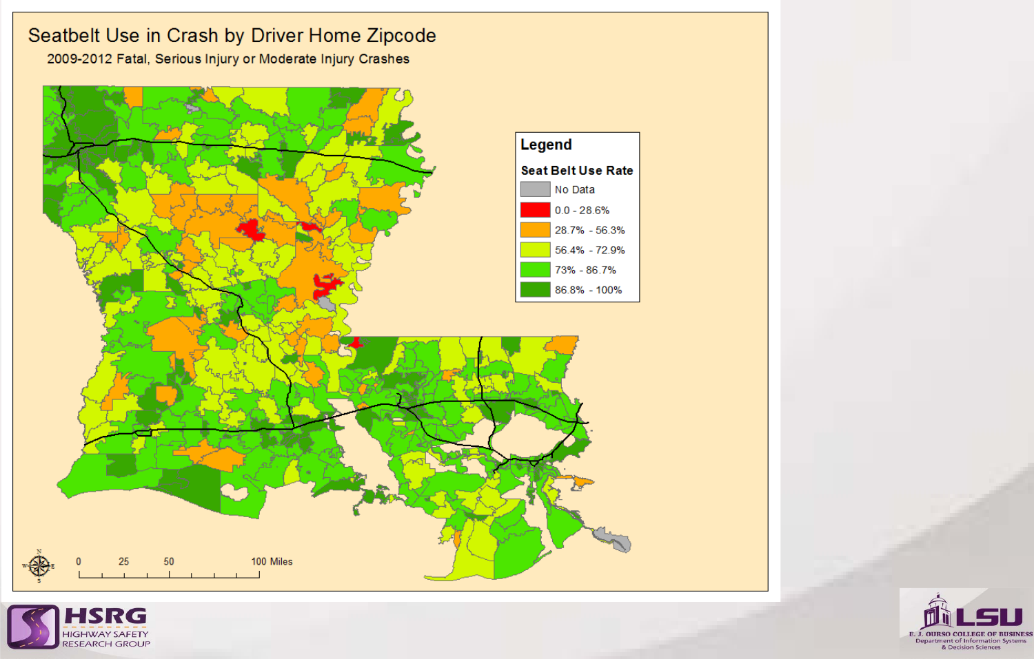# Seatbelt Use in Crash by Driver Home Zipcode

2009-2012 Fatal, Serious Injury or Moderate Injury Crashes

**Legend**

**Seat Belt Use Rate**

- No Data
- 0.0 - 28.6%
- 28.7% - 56.3%
- 56.4% - 72.9%
- 73% - 86.7%
- 86.8% - 100%

0 25 50 100 Miles

HSRG HIGHWAY SAFETY RESEARCH GROUP

LSU E. J. OURSO COLLEGE OF BUSINESS Department of Information Systems & Decision Sciences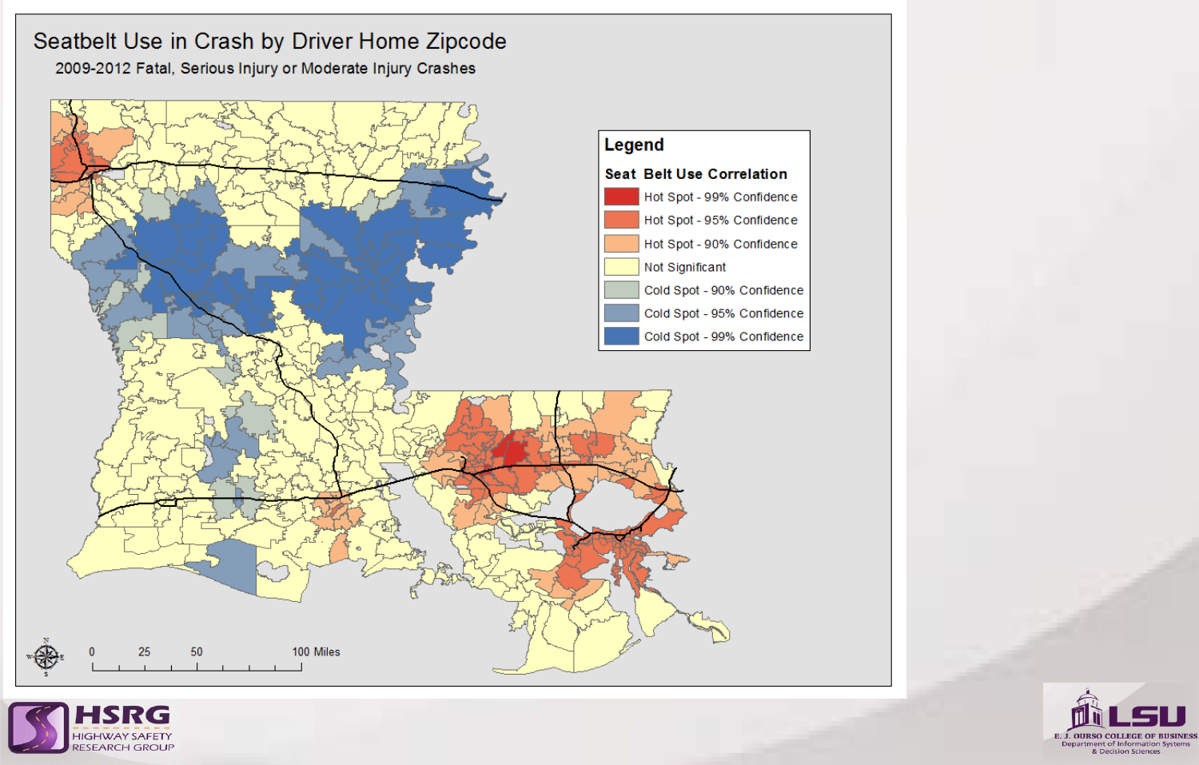# Seatbelt Use in Crash by Driver Home Zipcode

2009-2012 Fatal, Serious Injury or Moderate Injury Crashes

**Legend**

**Seat Belt Use Correlation**

- Hot Spot - 99% Confidence
- Hot Spot - 95% Confidence
- Hot Spot - 90% Confidence
- Not Significant
- Cold Spot - 90% Confidence
- Cold Spot - 95% Confidence
- Cold Spot - 99% Confidence

0 25 50 100 Miles

HSRG HIGHWAY SAFETY RESEARCH GROUP

LSU E. J. OURSO COLLEGE OF BUSINESS Department of Information Systems & Decision Sciences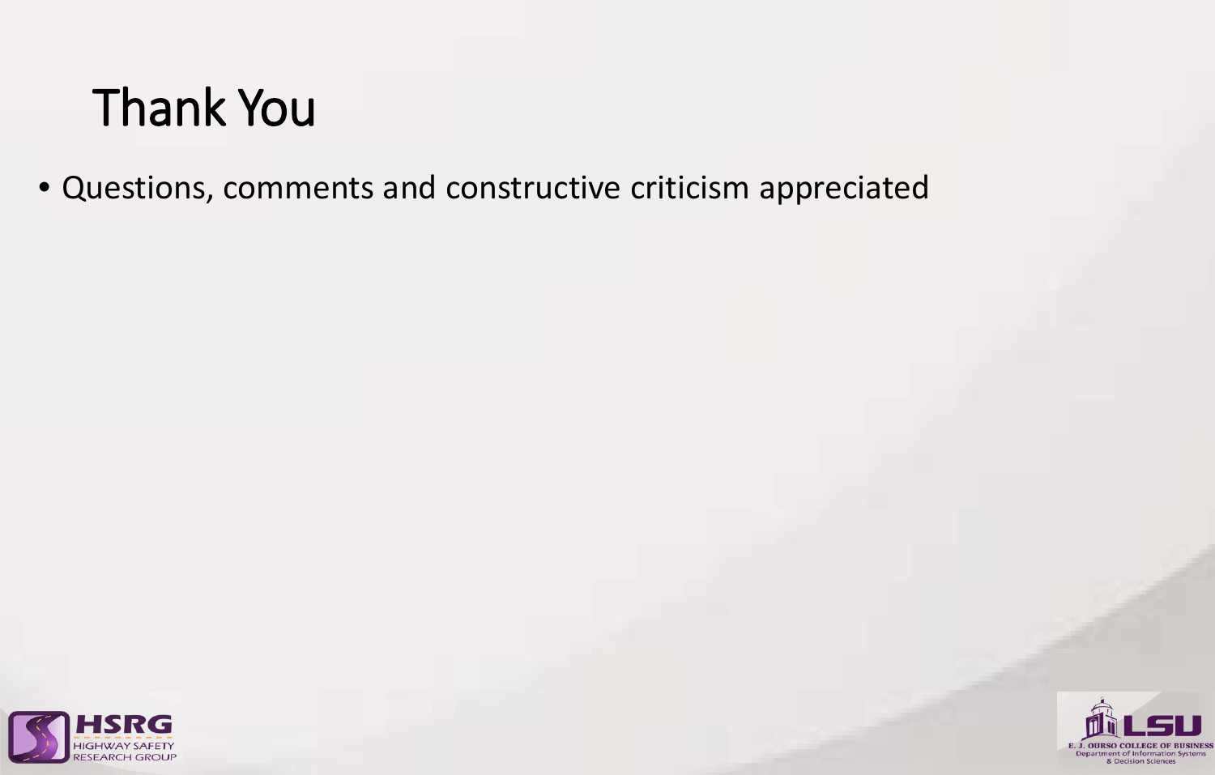# Thank You

- Questions, comments and constructive criticism appreciated